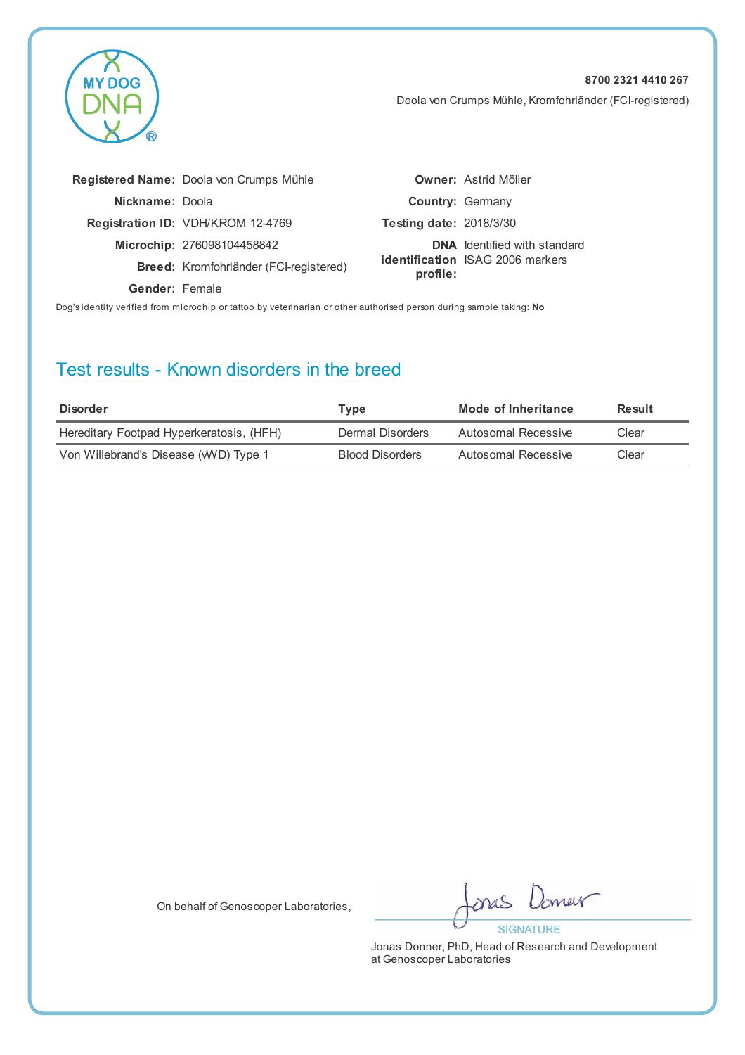MY DOG DNA®

**8700 2321 4410 267**

Doola von Crumps Mühle, Kromfohrländer (FCI-registered)

**Registered Name:** Doola von Crumps Mühle
**Nickname:** Doola
**Registration ID:** VDH/KROM 12-4769
**Microchip:** 276098104458842
**Breed:** Kromfohrländer (FCI-registered)
**Gender:** Female

**Owner:** Astrid Möller
**Country:** Germany
**Testing date:** 2018/3/30
**DNA identification profile:** Identified with standard ISAG 2006 markers

Dog's identity verified from microchip or tattoo by veterinarian or other authorised person during sample taking: **No**

## Test results - Known disorders in the breed

| Disorder | Type | Mode of Inheritance | Result |
|---|---|---|---|
| Hereditary Footpad Hyperkeratosis, (HFH) | Dermal Disorders | Autosomal Recessive | Clear |
| Von Willebrand's Disease (vWD) Type 1 | Blood Disorders | Autosomal Recessive | Clear |

On behalf of Genoscoper Laboratories,

SIGNATURE

Jonas Donner, PhD, Head of Research and Development at Genoscoper Laboratories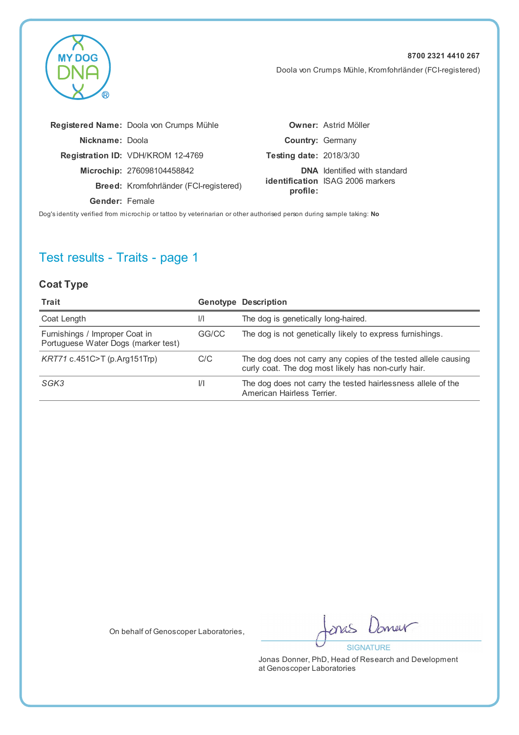8700 2321 4410 267

Doola von Crumps Mühle, Kromfohrländer (FCI-registered)

**Registered Name:** Doola von Crumps Mühle

**Nickname:** Doola

**Registration ID:** VDH/KROM 12-4769

**Microchip:** 276098104458842

**Breed:** Kromfohrländer (FCI-registered)

**Gender:** Female

**Owner:** Astrid Möller

**Country:** Germany

**Testing date:** 2018/3/30

**DNA identification profile:** Identified with standard ISAG 2006 markers

Dog's identity verified from microchip or tattoo by veterinarian or other authorised person during sample taking: **No**

## Test results - Traits - page 1

### Coat Type

| Trait | Genotype | Description |
|---|---|---|
| Coat Length | l/l | The dog is genetically long-haired. |
| Furnishings / Improper Coat in Portuguese Water Dogs (marker test) | GG/CC | The dog is not genetically likely to express furnishings. |
| *KRT71* c.451C>T (p.Arg151Trp) | C/C | The dog does not carry any copies of the tested allele causing curly coat. The dog most likely has non-curly hair. |
| *SGK3* | I/I | The dog does not carry the tested hairlessness allele of the American Hairless Terrier. |

On behalf of Genoscoper Laboratories,

SIGNATURE

Jonas Donner, PhD, Head of Research and Development at Genoscoper Laboratories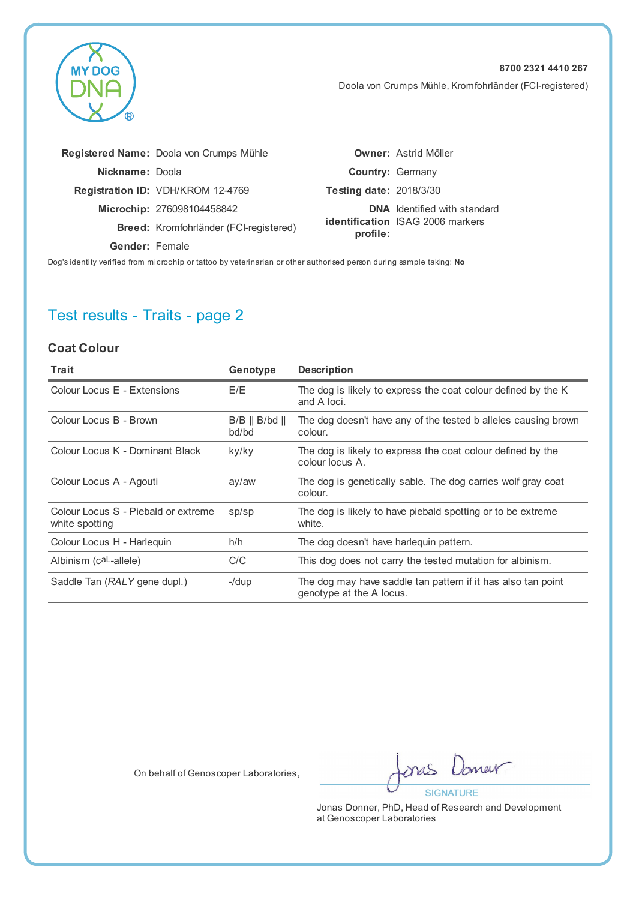8700 2321 4410 267

Doola von Crumps Mühle, Kromfohrländer (FCI-registered)

**Registered Name:** Doola von Crumps Mühle

**Nickname:** Doola

**Registration ID:** VDH/KROM 12-4769

**Microchip:** 276098104458842

**Breed:** Kromfohrländer (FCI-registered)

**Gender:** Female

**Owner:** Astrid Möller

**Country:** Germany

**Testing date:** 2018/3/30

**DNA identification profile:** Identified with standard ISAG 2006 markers

Dog's identity verified from microchip or tattoo by veterinarian or other authorised person during sample taking: **No**

## Test results - Traits - page 2

### Coat Colour

| Trait | Genotype | Description |
|---|---|---|
| Colour Locus E - Extensions | E/E | The dog is likely to express the coat colour defined by the K and A loci. |
| Colour Locus B - Brown | B/B \|\| B/bd \|\| bd/bd | The dog doesn't have any of the tested b alleles causing brown colour. |
| Colour Locus K - Dominant Black | ky/ky | The dog is likely to express the coat colour defined by the colour locus A. |
| Colour Locus A - Agouti | ay/aw | The dog is genetically sable. The dog carries wolf gray coat colour. |
| Colour Locus S - Piebald or extreme white spotting | sp/sp | The dog is likely to have piebald spotting or to be extreme white. |
| Colour Locus H - Harlequin | h/h | The dog doesn't have harlequin pattern. |
| Albinism ($c^{aL}$-allele) | C/C | This dog does not carry the tested mutation for albinism. |
| Saddle Tan (*RALY* gene dupl.) | -/dup | The dog may have saddle tan pattern if it has also tan point genotype at the A locus. |

On behalf of Genoscoper Laboratories,

SIGNATURE

Jonas Donner, PhD, Head of Research and Development at Genoscoper Laboratories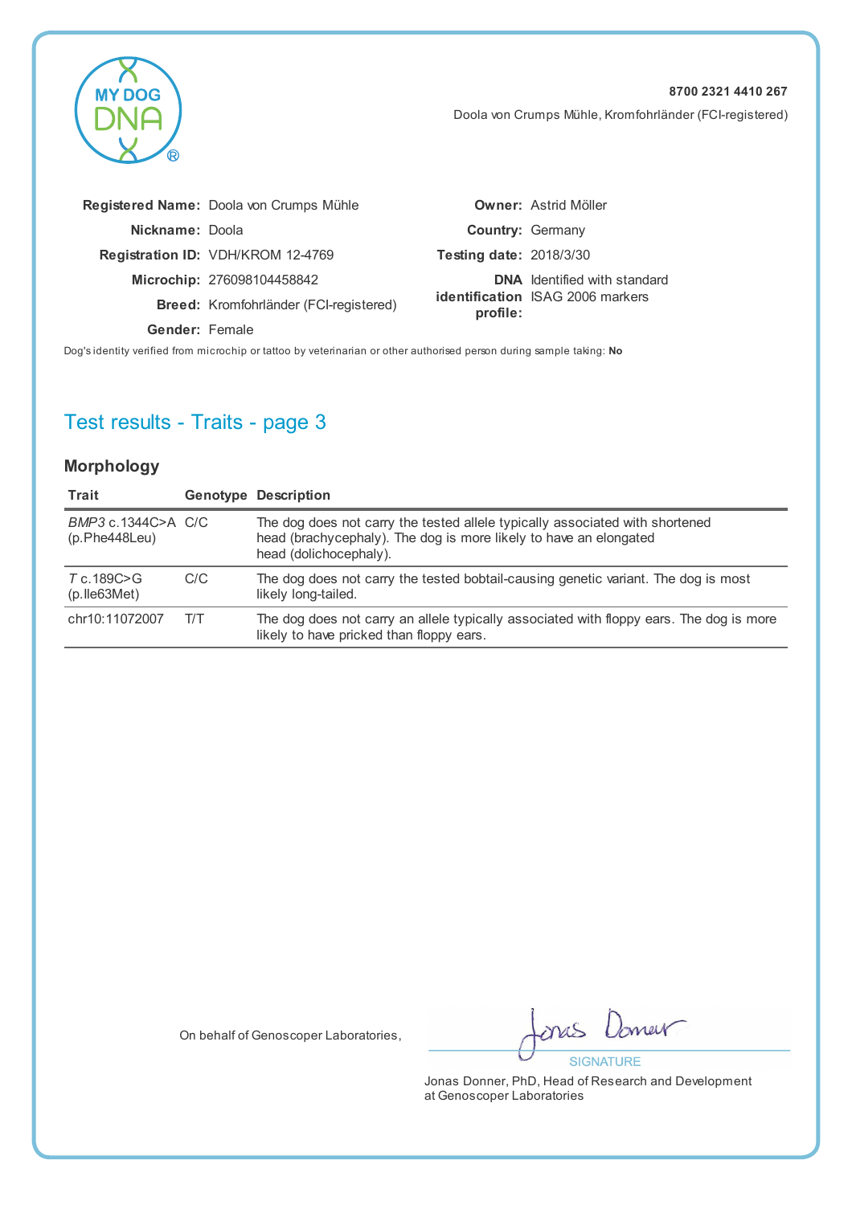8700 2321 4410 267

Doola von Crumps Mühle, Kromfohrländer (FCI-registered)

**Registered Name:** Doola von Crumps Mühle
**Nickname:** Doola
**Registration ID:** VDH/KROM 12-4769
**Microchip:** 276098104458842
**Breed:** Kromfohrländer (FCI-registered)
**Gender:** Female

**Owner:** Astrid Möller
**Country:** Germany
**Testing date:** 2018/3/30
**DNA identification profile:** Identified with standard ISAG 2006 markers

Dog's identity verified from microchip or tattoo by veterinarian or other authorised person during sample taking: **No**

## Test results - Traits - page 3

### Morphology

| Trait | Genotype | Description |
|---|---|---|
| *BMP3* c.1344C>A (p.Phe448Leu) | C/C | The dog does not carry the tested allele typically associated with shortened head (brachycephaly). The dog is more likely to have an elongated head (dolichocephaly). |
| *T* c.189C>G (p.Ile63Met) | C/C | The dog does not carry the tested bobtail-causing genetic variant. The dog is most likely long-tailed. |
| chr10:11072007 | T/T | The dog does not carry an allele typically associated with floppy ears. The dog is more likely to have pricked than floppy ears. |

On behalf of Genoscoper Laboratories,

SIGNATURE

Jonas Donner, PhD, Head of Research and Development at Genoscoper Laboratories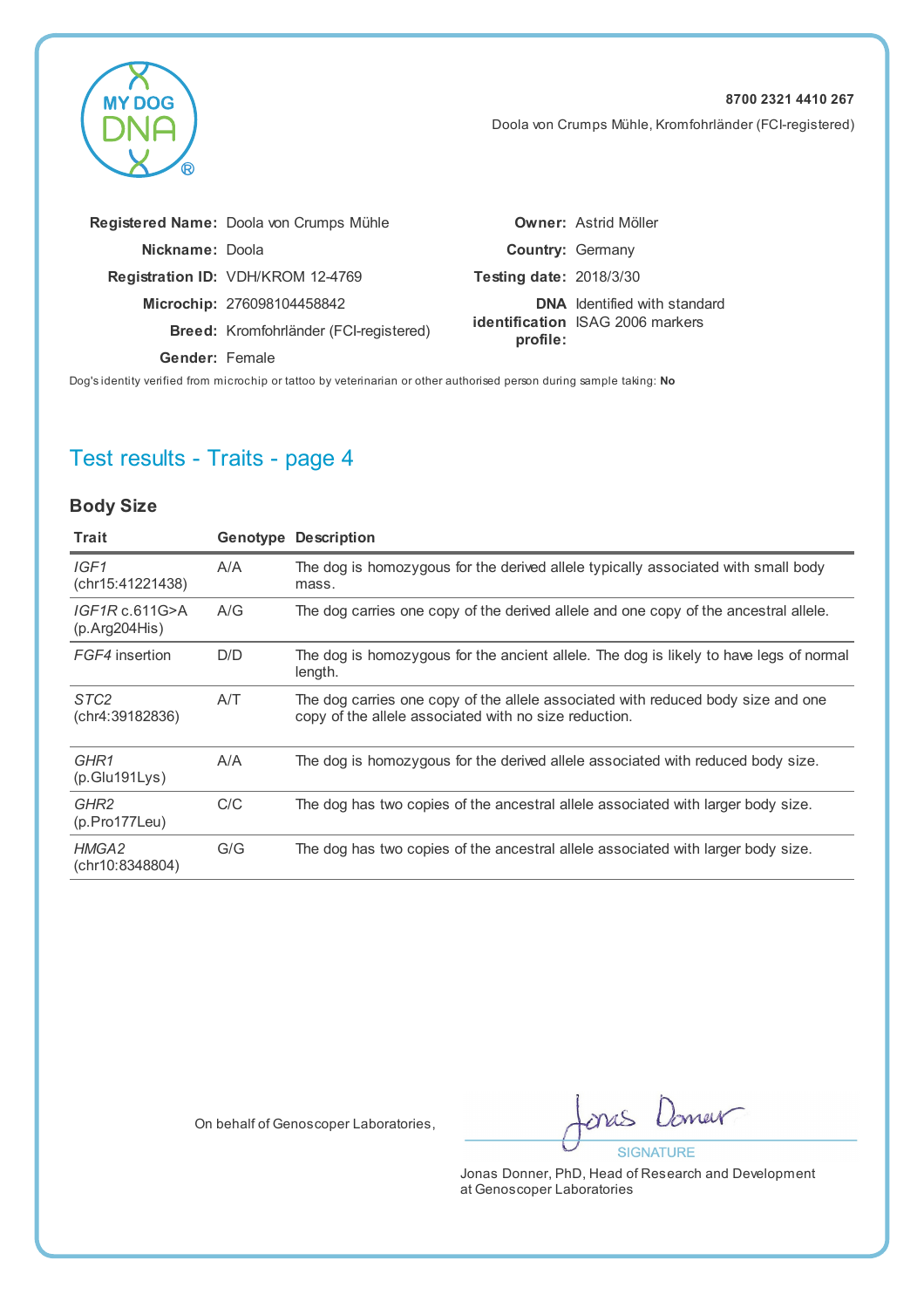8700 2321 4410 267

Doola von Crumps Mühle, Kromfohrländer (FCI-registered)

**Registered Name:** Doola von Crumps Mühle
**Nickname:** Doola
**Registration ID:** VDH/KROM 12-4769
**Microchip:** 276098104458842
**Breed:** Kromfohrländer (FCI-registered)
**Gender:** Female

**Owner:** Astrid Möller
**Country:** Germany
**Testing date:** 2018/3/30
**DNA identification profile:** Identified with standard ISAG 2006 markers

Dog's identity verified from microchip or tattoo by veterinarian or other authorised person during sample taking: **No**

## Test results - Traits - page 4

### Body Size

| Trait | Genotype | Description |
|---|---|---|
| *IGF1* (chr15:41221438) | A/A | The dog is homozygous for the derived allele typically associated with small body mass. |
| *IGF1R* c.611G>A (p.Arg204His) | A/G | The dog carries one copy of the derived allele and one copy of the ancestral allele. |
| *FGF4* insertion | D/D | The dog is homozygous for the ancient allele. The dog is likely to have legs of normal length. |
| *STC2* (chr4:39182836) | A/T | The dog carries one copy of the allele associated with reduced body size and one copy of the allele associated with no size reduction. |
| *GHR1* (p.Glu191Lys) | A/A | The dog is homozygous for the derived allele associated with reduced body size. |
| *GHR2* (p.Pro177Leu) | C/C | The dog has two copies of the ancestral allele associated with larger body size. |
| *HMGA2* (chr10:8348804) | G/G | The dog has two copies of the ancestral allele associated with larger body size. |

On behalf of Genoscoper Laboratories,

SIGNATURE

Jonas Donner, PhD, Head of Research and Development at Genoscoper Laboratories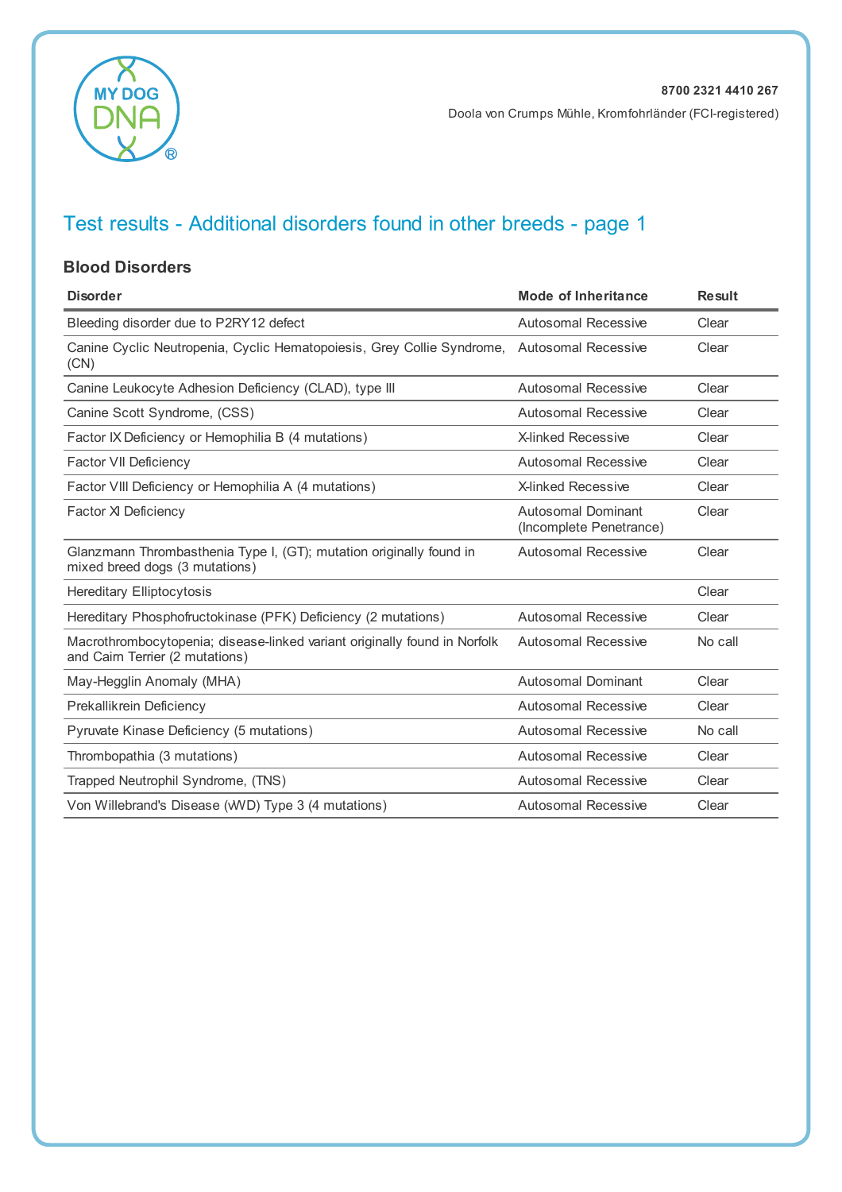8700 2321 4410 267

Doola von Crumps Mühle, Kromfohrländer (FCI-registered)

# Test results - Additional disorders found in other breeds - page 1

## Blood Disorders

| Disorder | Mode of Inheritance | Result |
|---|---|---|
| Bleeding disorder due to P2RY12 defect | Autosomal Recessive | Clear |
| Canine Cyclic Neutropenia, Cyclic Hematopoiesis, Grey Collie Syndrome, (CN) | Autosomal Recessive | Clear |
| Canine Leukocyte Adhesion Deficiency (CLAD), type III | Autosomal Recessive | Clear |
| Canine Scott Syndrome, (CSS) | Autosomal Recessive | Clear |
| Factor IX Deficiency or Hemophilia B (4 mutations) | X-linked Recessive | Clear |
| Factor VII Deficiency | Autosomal Recessive | Clear |
| Factor VIII Deficiency or Hemophilia A (4 mutations) | X-linked Recessive | Clear |
| Factor XI Deficiency | Autosomal Dominant (Incomplete Penetrance) | Clear |
| Glanzmann Thrombasthenia Type I, (GT); mutation originally found in mixed breed dogs (3 mutations) | Autosomal Recessive | Clear |
| Hereditary Elliptocytosis | | Clear |
| Hereditary Phosphofructokinase (PFK) Deficiency (2 mutations) | Autosomal Recessive | Clear |
| Macrothrombocytopenia; disease-linked variant originally found in Norfolk and Cairn Terrier (2 mutations) | Autosomal Recessive | No call |
| May-Hegglin Anomaly (MHA) | Autosomal Dominant | Clear |
| Prekallikrein Deficiency | Autosomal Recessive | Clear |
| Pyruvate Kinase Deficiency (5 mutations) | Autosomal Recessive | No call |
| Thrombopathia (3 mutations) | Autosomal Recessive | Clear |
| Trapped Neutrophil Syndrome, (TNS) | Autosomal Recessive | Clear |
| Von Willebrand's Disease (vWD) Type 3 (4 mutations) | Autosomal Recessive | Clear |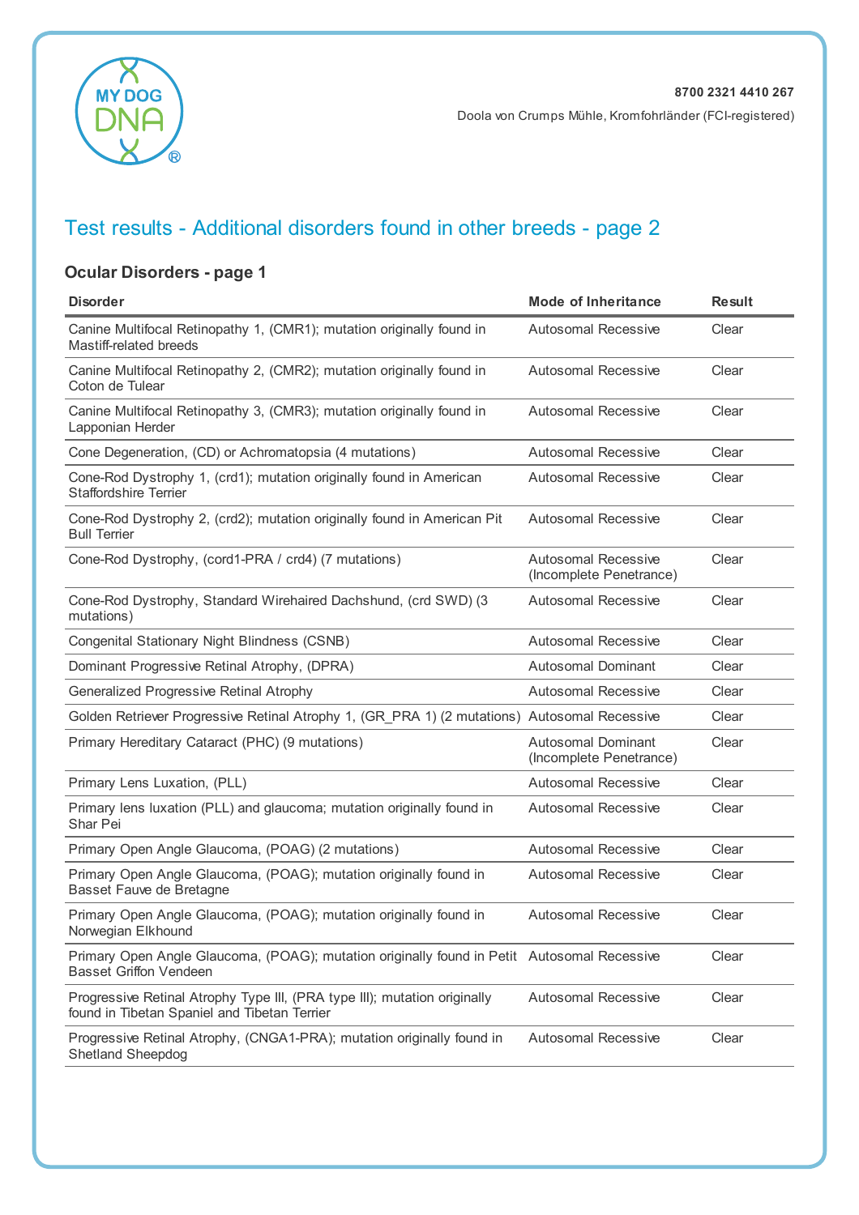8700 2321 4410 267

Doola von Crumps Mühle, Kromfohrländer (FCI-registered)

# Test results - Additional disorders found in other breeds - page 2

## Ocular Disorders - page 1

| Disorder | Mode of Inheritance | Result |
|---|---|---|
| Canine Multifocal Retinopathy 1, (CMR1); mutation originally found in Mastiff-related breeds | Autosomal Recessive | Clear |
| Canine Multifocal Retinopathy 2, (CMR2); mutation originally found in Coton de Tulear | Autosomal Recessive | Clear |
| Canine Multifocal Retinopathy 3, (CMR3); mutation originally found in Lapponian Herder | Autosomal Recessive | Clear |
| Cone Degeneration, (CD) or Achromatopsia (4 mutations) | Autosomal Recessive | Clear |
| Cone-Rod Dystrophy 1, (crd1); mutation originally found in American Staffordshire Terrier | Autosomal Recessive | Clear |
| Cone-Rod Dystrophy 2, (crd2); mutation originally found in American Pit Bull Terrier | Autosomal Recessive | Clear |
| Cone-Rod Dystrophy, (cord1-PRA / crd4) (7 mutations) | Autosomal Recessive (Incomplete Penetrance) | Clear |
| Cone-Rod Dystrophy, Standard Wirehaired Dachshund, (crd SWD) (3 mutations) | Autosomal Recessive | Clear |
| Congenital Stationary Night Blindness (CSNB) | Autosomal Recessive | Clear |
| Dominant Progressive Retinal Atrophy, (DPRA) | Autosomal Dominant | Clear |
| Generalized Progressive Retinal Atrophy | Autosomal Recessive | Clear |
| Golden Retriever Progressive Retinal Atrophy 1, (GR_PRA 1) (2 mutations) | Autosomal Recessive | Clear |
| Primary Hereditary Cataract (PHC) (9 mutations) | Autosomal Dominant (Incomplete Penetrance) | Clear |
| Primary Lens Luxation, (PLL) | Autosomal Recessive | Clear |
| Primary lens luxation (PLL) and glaucoma; mutation originally found in Shar Pei | Autosomal Recessive | Clear |
| Primary Open Angle Glaucoma, (POAG) (2 mutations) | Autosomal Recessive | Clear |
| Primary Open Angle Glaucoma, (POAG); mutation originally found in Basset Fauve de Bretagne | Autosomal Recessive | Clear |
| Primary Open Angle Glaucoma, (POAG); mutation originally found in Norwegian Elkhound | Autosomal Recessive | Clear |
| Primary Open Angle Glaucoma, (POAG); mutation originally found in Petit Basset Griffon Vendeen | Autosomal Recessive | Clear |
| Progressive Retinal Atrophy Type III, (PRA type III); mutation originally found in Tibetan Spaniel and Tibetan Terrier | Autosomal Recessive | Clear |
| Progressive Retinal Atrophy, (CNGA1-PRA); mutation originally found in Shetland Sheepdog | Autosomal Recessive | Clear |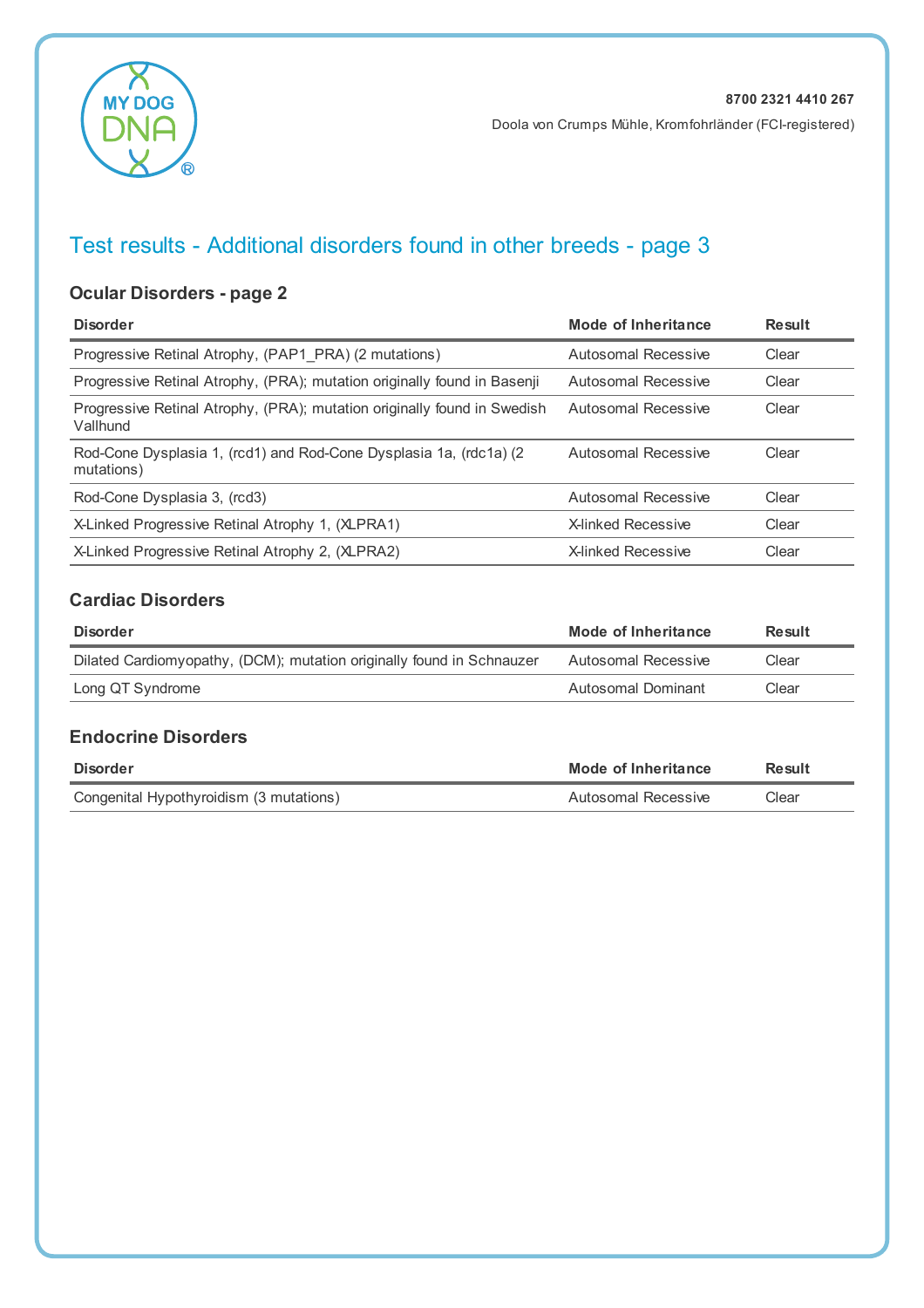8700 2321 4410 267

Doola von Crumps Mühle, Kromfohrländer (FCI-registered)

# Test results - Additional disorders found in other breeds - page 3

## Ocular Disorders - page 2

| Disorder | Mode of Inheritance | Result |
|---|---|---|
| Progressive Retinal Atrophy, (PAP1_PRA) (2 mutations) | Autosomal Recessive | Clear |
| Progressive Retinal Atrophy, (PRA); mutation originally found in Basenji | Autosomal Recessive | Clear |
| Progressive Retinal Atrophy, (PRA); mutation originally found in Swedish Vallhund | Autosomal Recessive | Clear |
| Rod-Cone Dysplasia 1, (rcd1) and Rod-Cone Dysplasia 1a, (rdc1a) (2 mutations) | Autosomal Recessive | Clear |
| Rod-Cone Dysplasia 3, (rcd3) | Autosomal Recessive | Clear |
| X-Linked Progressive Retinal Atrophy 1, (XLPRA1) | X-linked Recessive | Clear |
| X-Linked Progressive Retinal Atrophy 2, (XLPRA2) | X-linked Recessive | Clear |

## Cardiac Disorders

| Disorder | Mode of Inheritance | Result |
|---|---|---|
| Dilated Cardiomyopathy, (DCM); mutation originally found in Schnauzer | Autosomal Recessive | Clear |
| Long QT Syndrome | Autosomal Dominant | Clear |

## Endocrine Disorders

| Disorder | Mode of Inheritance | Result |
|---|---|---|
| Congenital Hypothyroidism (3 mutations) | Autosomal Recessive | Clear |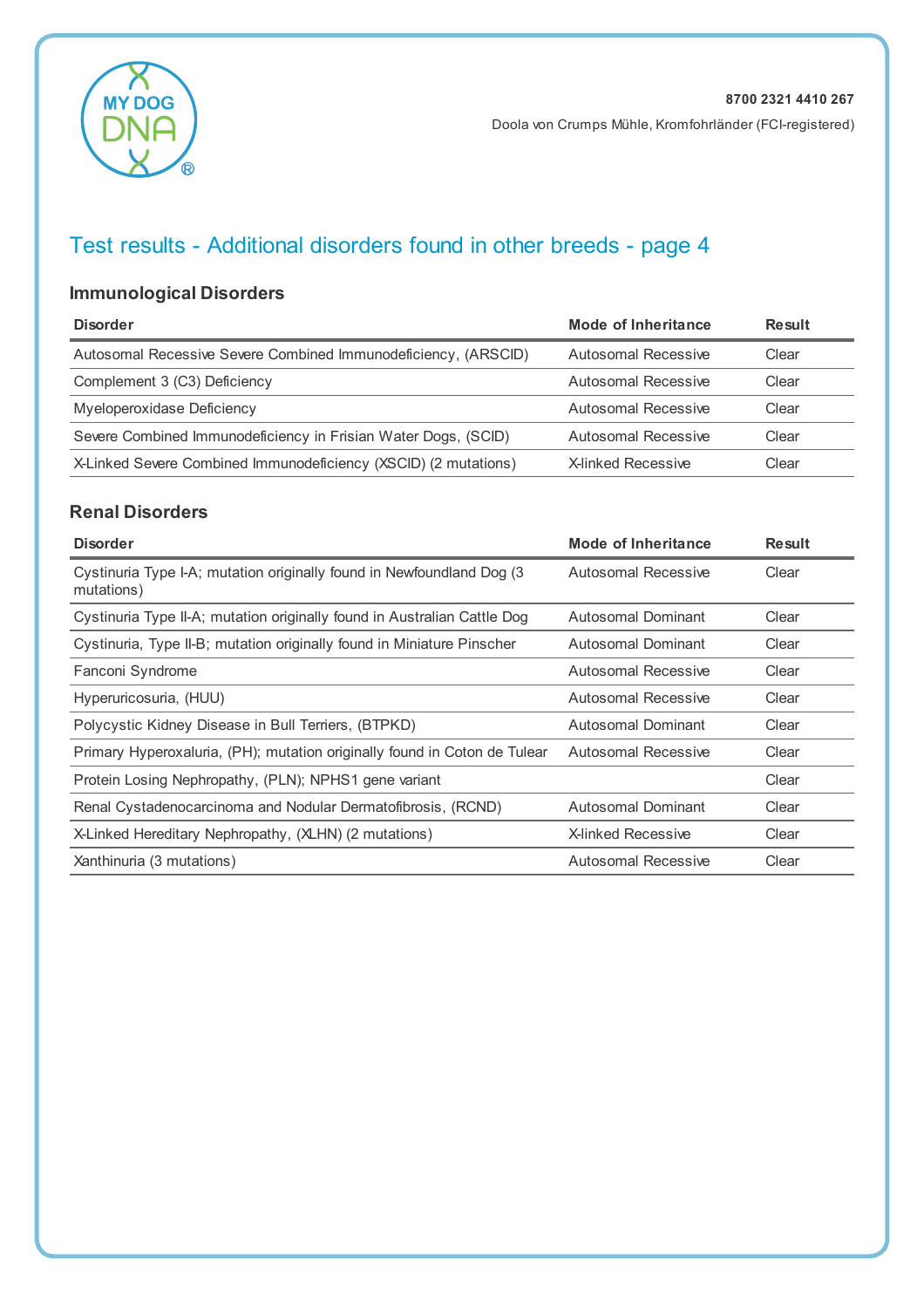8700 2321 4410 267

Doola von Crumps Mühle, Kromfohrländer (FCI-registered)

# Test results - Additional disorders found in other breeds - page 4

## Immunological Disorders

| Disorder | Mode of Inheritance | Result |
|---|---|---|
| Autosomal Recessive Severe Combined Immunodeficiency, (ARSCID) | Autosomal Recessive | Clear |
| Complement 3 (C3) Deficiency | Autosomal Recessive | Clear |
| Myeloperoxidase Deficiency | Autosomal Recessive | Clear |
| Severe Combined Immunodeficiency in Frisian Water Dogs, (SCID) | Autosomal Recessive | Clear |
| X-Linked Severe Combined Immunodeficiency (XSCID) (2 mutations) | X-linked Recessive | Clear |

## Renal Disorders

| Disorder | Mode of Inheritance | Result |
|---|---|---|
| Cystinuria Type I-A; mutation originally found in Newfoundland Dog (3 mutations) | Autosomal Recessive | Clear |
| Cystinuria Type II-A; mutation originally found in Australian Cattle Dog | Autosomal Dominant | Clear |
| Cystinuria, Type II-B; mutation originally found in Miniature Pinscher | Autosomal Dominant | Clear |
| Fanconi Syndrome | Autosomal Recessive | Clear |
| Hyperuricosuria, (HUU) | Autosomal Recessive | Clear |
| Polycystic Kidney Disease in Bull Terriers, (BTPKD) | Autosomal Dominant | Clear |
| Primary Hyperoxaluria, (PH); mutation originally found in Coton de Tulear | Autosomal Recessive | Clear |
| Protein Losing Nephropathy, (PLN); NPHS1 gene variant | | Clear |
| Renal Cystadenocarcinoma and Nodular Dermatofibrosis, (RCND) | Autosomal Dominant | Clear |
| X-Linked Hereditary Nephropathy, (XLHN) (2 mutations) | X-linked Recessive | Clear |
| Xanthinuria (3 mutations) | Autosomal Recessive | Clear |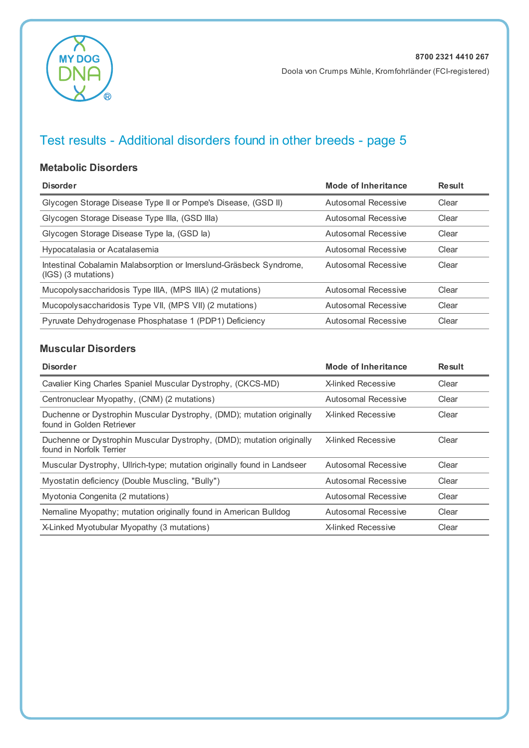8700 2321 4410 267

Doola von Crumps Mühle, Kromfohrländer (FCI-registered)

# Test results - Additional disorders found in other breeds - page 5

## Metabolic Disorders

| Disorder | Mode of Inheritance | Result |
|---|---|---|
| Glycogen Storage Disease Type II or Pompe's Disease, (GSD II) | Autosomal Recessive | Clear |
| Glycogen Storage Disease Type IIIa, (GSD IIIa) | Autosomal Recessive | Clear |
| Glycogen Storage Disease Type Ia, (GSD Ia) | Autosomal Recessive | Clear |
| Hypocatalasia or Acatalasemia | Autosomal Recessive | Clear |
| Intestinal Cobalamin Malabsorption or Imerslund-Gräsbeck Syndrome, (IGS) (3 mutations) | Autosomal Recessive | Clear |
| Mucopolysaccharidosis Type IIIA, (MPS IIIA) (2 mutations) | Autosomal Recessive | Clear |
| Mucopolysaccharidosis Type VII, (MPS VII) (2 mutations) | Autosomal Recessive | Clear |
| Pyruvate Dehydrogenase Phosphatase 1 (PDP1) Deficiency | Autosomal Recessive | Clear |

## Muscular Disorders

| Disorder | Mode of Inheritance | Result |
|---|---|---|
| Cavalier King Charles Spaniel Muscular Dystrophy, (CKCS-MD) | X-linked Recessive | Clear |
| Centronuclear Myopathy, (CNM) (2 mutations) | Autosomal Recessive | Clear |
| Duchenne or Dystrophin Muscular Dystrophy, (DMD); mutation originally found in Golden Retriever | X-linked Recessive | Clear |
| Duchenne or Dystrophin Muscular Dystrophy, (DMD); mutation originally found in Norfolk Terrier | X-linked Recessive | Clear |
| Muscular Dystrophy, Ullrich-type; mutation originally found in Landseer | Autosomal Recessive | Clear |
| Myostatin deficiency (Double Muscling, "Bully") | Autosomal Recessive | Clear |
| Myotonia Congenita (2 mutations) | Autosomal Recessive | Clear |
| Nemaline Myopathy; mutation originally found in American Bulldog | Autosomal Recessive | Clear |
| X-Linked Myotubular Myopathy (3 mutations) | X-linked Recessive | Clear |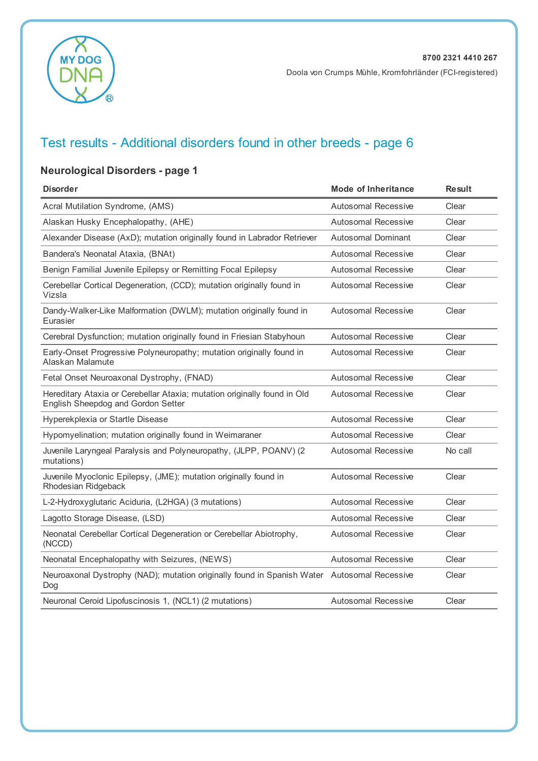8700 2321 4410 267

Doola von Crumps Mühle, Kromfohrländer (FCI-registered)

# Test results - Additional disorders found in other breeds - page 6

## Neurological Disorders - page 1

| Disorder | Mode of Inheritance | Result |
|---|---|---|
| Acral Mutilation Syndrome, (AMS) | Autosomal Recessive | Clear |
| Alaskan Husky Encephalopathy, (AHE) | Autosomal Recessive | Clear |
| Alexander Disease (AxD); mutation originally found in Labrador Retriever | Autosomal Dominant | Clear |
| Bandera's Neonatal Ataxia, (BNAt) | Autosomal Recessive | Clear |
| Benign Familial Juvenile Epilepsy or Remitting Focal Epilepsy | Autosomal Recessive | Clear |
| Cerebellar Cortical Degeneration, (CCD); mutation originally found in Vizsla | Autosomal Recessive | Clear |
| Dandy-Walker-Like Malformation (DWLM); mutation originally found in Eurasier | Autosomal Recessive | Clear |
| Cerebral Dysfunction; mutation originally found in Friesian Stabyhoun | Autosomal Recessive | Clear |
| Early-Onset Progressive Polyneuropathy; mutation originally found in Alaskan Malamute | Autosomal Recessive | Clear |
| Fetal Onset Neuroaxonal Dystrophy, (FNAD) | Autosomal Recessive | Clear |
| Hereditary Ataxia or Cerebellar Ataxia; mutation originally found in Old English Sheepdog and Gordon Setter | Autosomal Recessive | Clear |
| Hyperekplexia or Startle Disease | Autosomal Recessive | Clear |
| Hypomyelination; mutation originally found in Weimaraner | Autosomal Recessive | Clear |
| Juvenile Laryngeal Paralysis and Polyneuropathy, (JLPP, POANV) (2 mutations) | Autosomal Recessive | No call |
| Juvenile Myoclonic Epilepsy, (JME); mutation originally found in Rhodesian Ridgeback | Autosomal Recessive | Clear |
| L-2-Hydroxyglutaric Aciduria, (L2HGA) (3 mutations) | Autosomal Recessive | Clear |
| Lagotto Storage Disease, (LSD) | Autosomal Recessive | Clear |
| Neonatal Cerebellar Cortical Degeneration or Cerebellar Abiotrophy, (NCCD) | Autosomal Recessive | Clear |
| Neonatal Encephalopathy with Seizures, (NEWS) | Autosomal Recessive | Clear |
| Neuroaxonal Dystrophy (NAD); mutation originally found in Spanish Water Dog | Autosomal Recessive | Clear |
| Neuronal Ceroid Lipofuscinosis 1, (NCL1) (2 mutations) | Autosomal Recessive | Clear |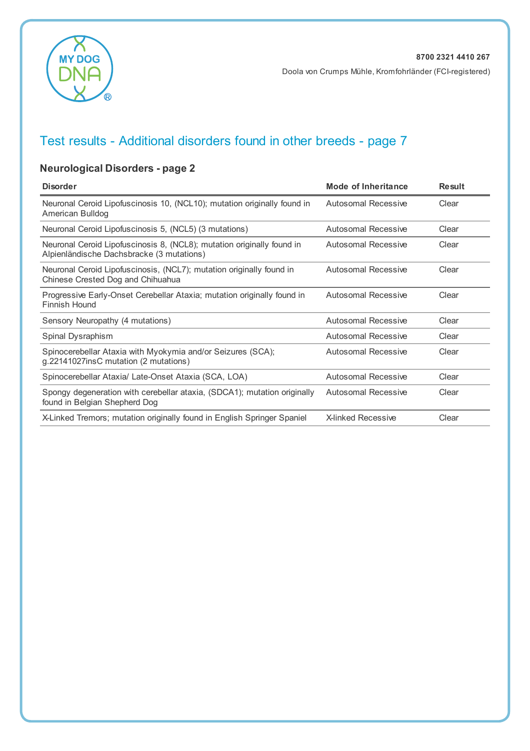8700 2321 4410 267

Doola von Crumps Mühle, Kromfohrländer (FCI-registered)

# Test results - Additional disorders found in other breeds - page 7

## Neurological Disorders - page 2

| Disorder | Mode of Inheritance | Result |
|---|---|---|
| Neuronal Ceroid Lipofuscinosis 10, (NCL10); mutation originally found in American Bulldog | Autosomal Recessive | Clear |
| Neuronal Ceroid Lipofuscinosis 5, (NCL5) (3 mutations) | Autosomal Recessive | Clear |
| Neuronal Ceroid Lipofuscinosis 8, (NCL8); mutation originally found in Alpienländische Dachsbracke (3 mutations) | Autosomal Recessive | Clear |
| Neuronal Ceroid Lipofuscinosis, (NCL7); mutation originally found in Chinese Crested Dog and Chihuahua | Autosomal Recessive | Clear |
| Progressive Early-Onset Cerebellar Ataxia; mutation originally found in Finnish Hound | Autosomal Recessive | Clear |
| Sensory Neuropathy (4 mutations) | Autosomal Recessive | Clear |
| Spinal Dysraphism | Autosomal Recessive | Clear |
| Spinocerebellar Ataxia with Myokymia and/or Seizures (SCA); g.22141027insC mutation (2 mutations) | Autosomal Recessive | Clear |
| Spinocerebellar Ataxia/ Late-Onset Ataxia (SCA, LOA) | Autosomal Recessive | Clear |
| Spongy degeneration with cerebellar ataxia, (SDCA1); mutation originally found in Belgian Shepherd Dog | Autosomal Recessive | Clear |
| X-Linked Tremors; mutation originally found in English Springer Spaniel | X-linked Recessive | Clear |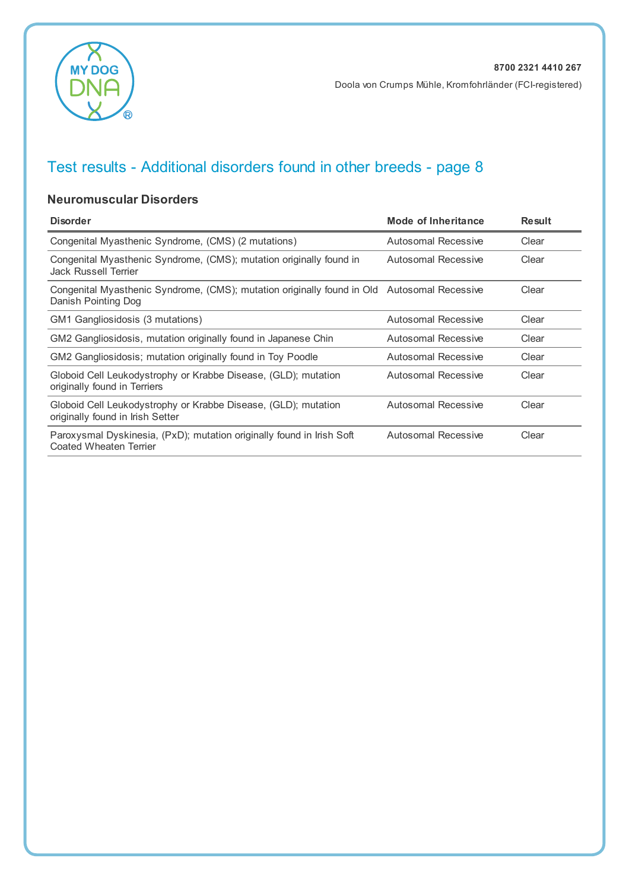8700 2321 4410 267

Doola von Crumps Mühle, Kromfohrländer (FCI-registered)

# Test results - Additional disorders found in other breeds - page 8

## Neuromuscular Disorders

| Disorder | Mode of Inheritance | Result |
|---|---|---|
| Congenital Myasthenic Syndrome, (CMS) (2 mutations) | Autosomal Recessive | Clear |
| Congenital Myasthenic Syndrome, (CMS); mutation originally found in Jack Russell Terrier | Autosomal Recessive | Clear |
| Congenital Myasthenic Syndrome, (CMS); mutation originally found in Old Danish Pointing Dog | Autosomal Recessive | Clear |
| GM1 Gangliosidosis (3 mutations) | Autosomal Recessive | Clear |
| GM2 Gangliosidosis, mutation originally found in Japanese Chin | Autosomal Recessive | Clear |
| GM2 Gangliosidosis; mutation originally found in Toy Poodle | Autosomal Recessive | Clear |
| Globoid Cell Leukodystrophy or Krabbe Disease, (GLD); mutation originally found in Terriers | Autosomal Recessive | Clear |
| Globoid Cell Leukodystrophy or Krabbe Disease, (GLD); mutation originally found in Irish Setter | Autosomal Recessive | Clear |
| Paroxysmal Dyskinesia, (PxD); mutation originally found in Irish Soft Coated Wheaten Terrier | Autosomal Recessive | Clear |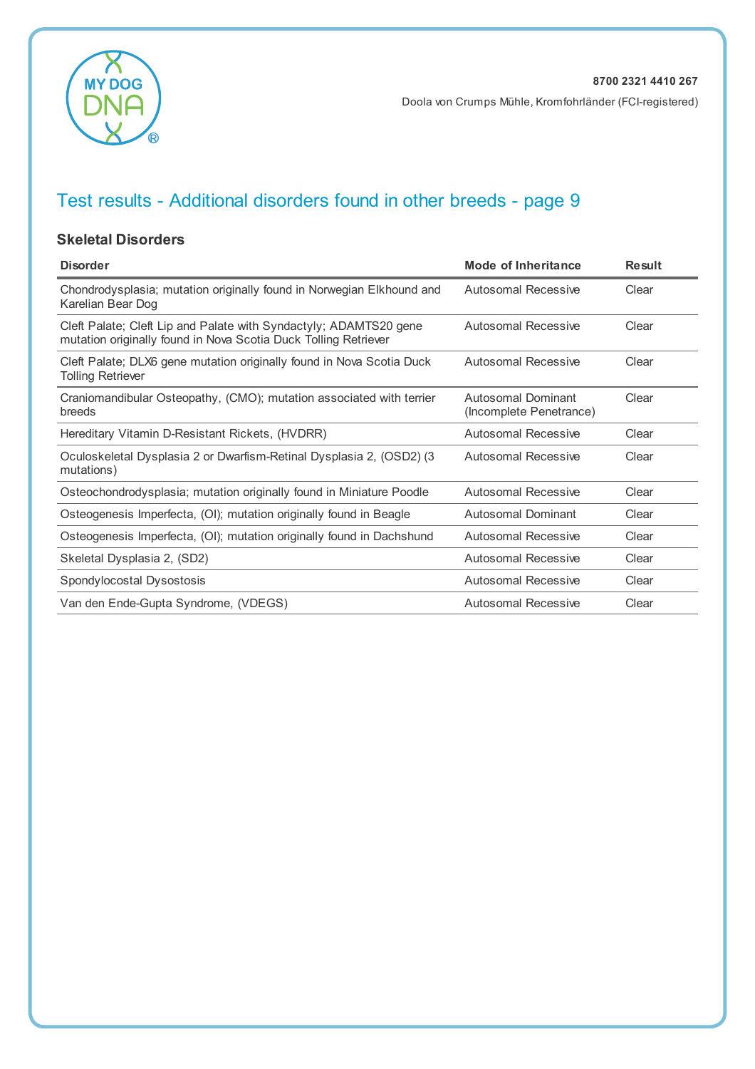8700 2321 4410 267

Doola von Crumps Mühle, Kromfohrländer (FCI-registered)

## Test results - Additional disorders found in other breeds - page 9

### Skeletal Disorders

| Disorder | Mode of Inheritance | Result |
| --- | --- | --- |
| Chondrodysplasia; mutation originally found in Norwegian Elkhound and Karelian Bear Dog | Autosomal Recessive | Clear |
| Cleft Palate; Cleft Lip and Palate with Syndactyly; ADAMTS20 gene mutation originally found in Nova Scotia Duck Tolling Retriever | Autosomal Recessive | Clear |
| Cleft Palate; DLX6 gene mutation originally found in Nova Scotia Duck Tolling Retriever | Autosomal Recessive | Clear |
| Craniomandibular Osteopathy, (CMO); mutation associated with terrier breeds | Autosomal Dominant (Incomplete Penetrance) | Clear |
| Hereditary Vitamin D-Resistant Rickets, (HVDRR) | Autosomal Recessive | Clear |
| Oculoskeletal Dysplasia 2 or Dwarfism-Retinal Dysplasia 2, (OSD2) (3 mutations) | Autosomal Recessive | Clear |
| Osteochondrodysplasia; mutation originally found in Miniature Poodle | Autosomal Recessive | Clear |
| Osteogenesis Imperfecta, (OI); mutation originally found in Beagle | Autosomal Dominant | Clear |
| Osteogenesis Imperfecta, (OI); mutation originally found in Dachshund | Autosomal Recessive | Clear |
| Skeletal Dysplasia 2, (SD2) | Autosomal Recessive | Clear |
| Spondylocostal Dysostosis | Autosomal Recessive | Clear |
| Van den Ende-Gupta Syndrome, (VDEGS) | Autosomal Recessive | Clear |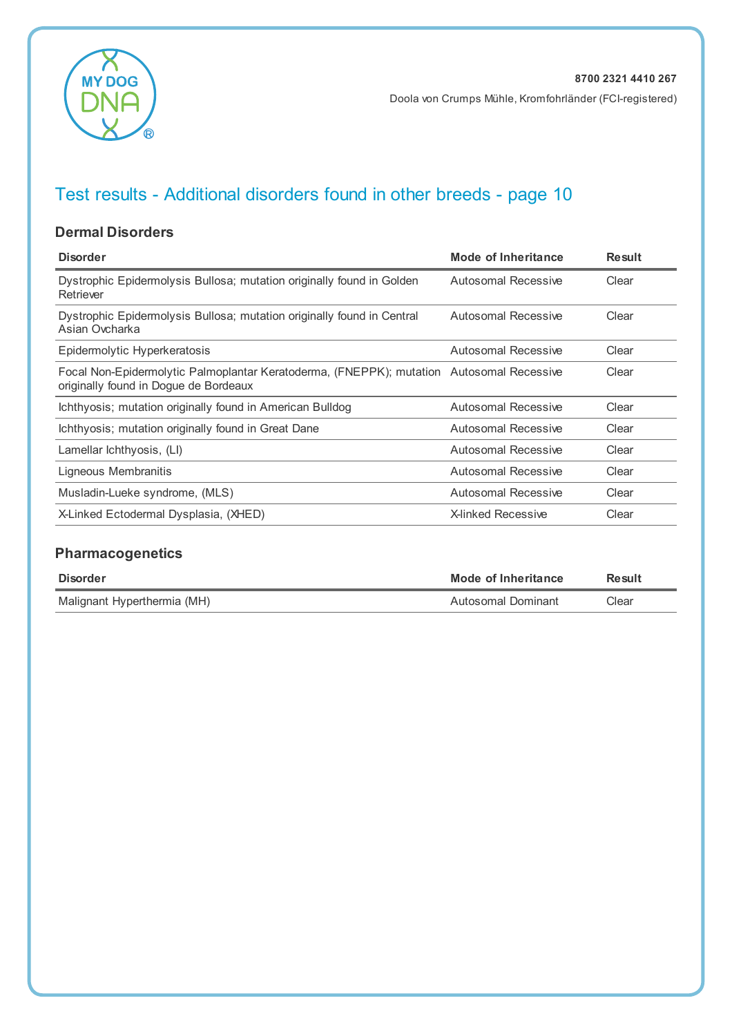8700 2321 4410 267

Doola von Crumps Mühle, Kromfohrländer (FCI-registered)

# Test results - Additional disorders found in other breeds - page 10

## Dermal Disorders

| Disorder | Mode of Inheritance | Result |
|---|---|---|
| Dystrophic Epidermolysis Bullosa; mutation originally found in Golden Retriever | Autosomal Recessive | Clear |
| Dystrophic Epidermolysis Bullosa; mutation originally found in Central Asian Ovcharka | Autosomal Recessive | Clear |
| Epidermolytic Hyperkeratosis | Autosomal Recessive | Clear |
| Focal Non-Epidermolytic Palmoplantar Keratoderma, (FNEPPK); mutation originally found in Dogue de Bordeaux | Autosomal Recessive | Clear |
| Ichthyosis; mutation originally found in American Bulldog | Autosomal Recessive | Clear |
| Ichthyosis; mutation originally found in Great Dane | Autosomal Recessive | Clear |
| Lamellar Ichthyosis, (LI) | Autosomal Recessive | Clear |
| Ligneous Membranitis | Autosomal Recessive | Clear |
| Musladin-Lueke syndrome, (MLS) | Autosomal Recessive | Clear |
| X-Linked Ectodermal Dysplasia, (XHED) | X-linked Recessive | Clear |

## Pharmacogenetics

| Disorder | Mode of Inheritance | Result |
|---|---|---|
| Malignant Hyperthermia (MH) | Autosomal Dominant | Clear |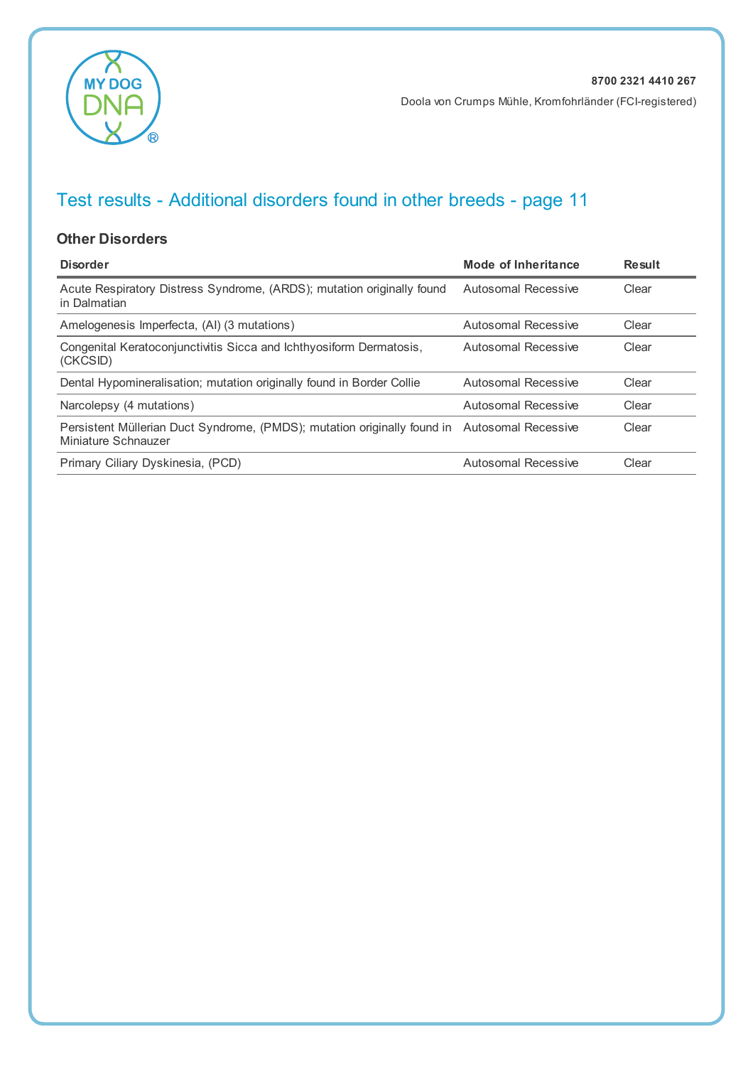8700 2321 4410 267

Doola von Crumps Mühle, Kromfohrländer (FCI-registered)

# Test results - Additional disorders found in other breeds - page 11

### Other Disorders

| Disorder | Mode of Inheritance | Result |
|---|---|---|
| Acute Respiratory Distress Syndrome, (ARDS); mutation originally found in Dalmatian | Autosomal Recessive | Clear |
| Amelogenesis Imperfecta, (AI) (3 mutations) | Autosomal Recessive | Clear |
| Congenital Keratoconjunctivitis Sicca and Ichthyosiform Dermatosis, (CKCSID) | Autosomal Recessive | Clear |
| Dental Hypomineralisation; mutation originally found in Border Collie | Autosomal Recessive | Clear |
| Narcolepsy (4 mutations) | Autosomal Recessive | Clear |
| Persistent Müllerian Duct Syndrome, (PMDS); mutation originally found in Miniature Schnauzer | Autosomal Recessive | Clear |
| Primary Ciliary Dyskinesia, (PCD) | Autosomal Recessive | Clear |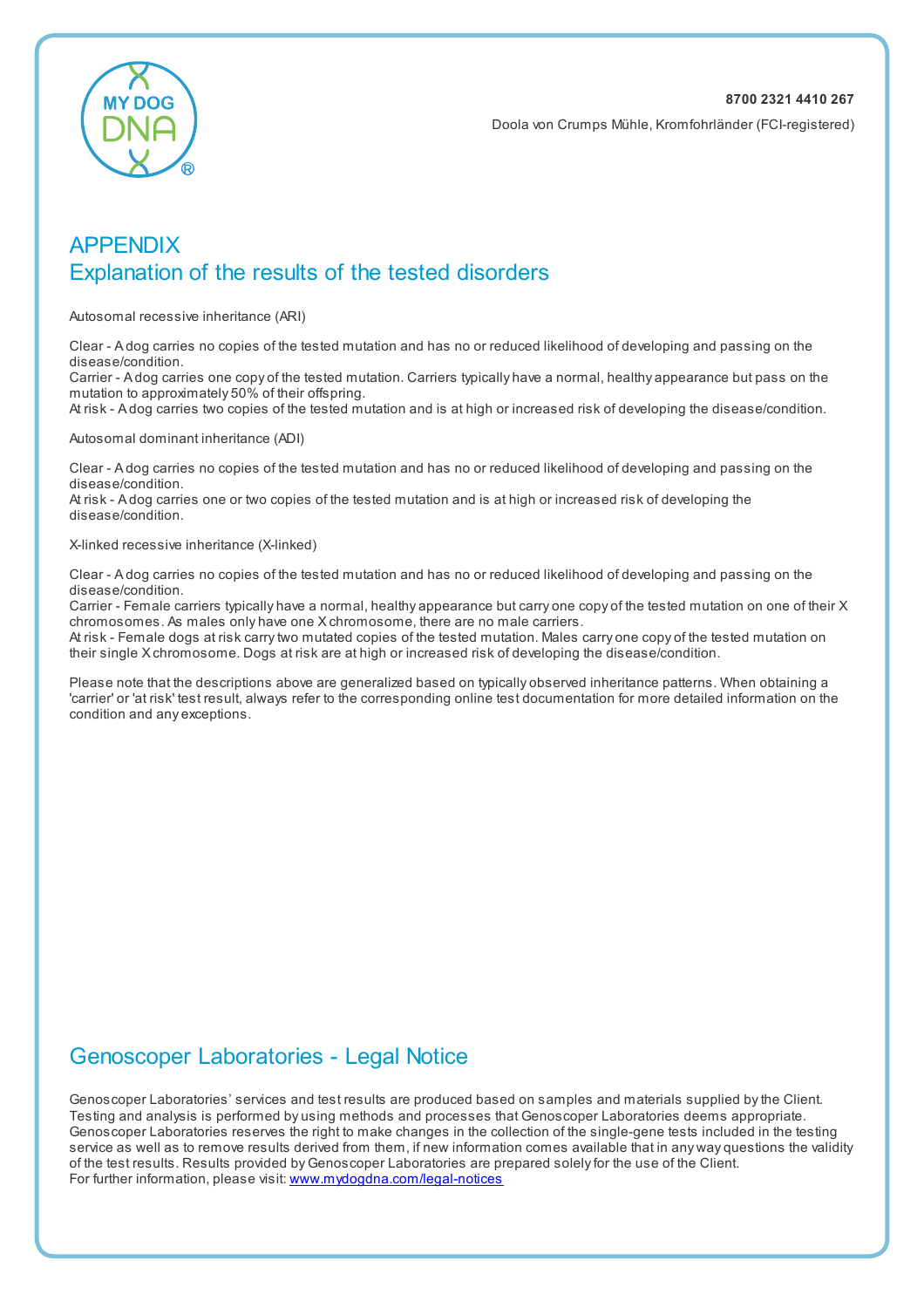# APPENDIX
## Explanation of the results of the tested disorders

Autosomal recessive inheritance (ARI)

Clear - A dog carries no copies of the tested mutation and has no or reduced likelihood of developing and passing on the disease/condition.
Carrier - A dog carries one copy of the tested mutation. Carriers typically have a normal, healthy appearance but pass on the mutation to approximately 50% of their offspring.
At risk - A dog carries two copies of the tested mutation and is at high or increased risk of developing the disease/condition.

Autosomal dominant inheritance (ADI)

Clear - A dog carries no copies of the tested mutation and has no or reduced likelihood of developing and passing on the disease/condition.
At risk - A dog carries one or two copies of the tested mutation and is at high or increased risk of developing the disease/condition.

X-linked recessive inheritance (X-linked)

Clear - A dog carries no copies of the tested mutation and has no or reduced likelihood of developing and passing on the disease/condition.
Carrier - Female carriers typically have a normal, healthy appearance but carry one copy of the tested mutation on one of their X chromosomes. As males only have one X chromosome, there are no male carriers.
At risk - Female dogs at risk carry two mutated copies of the tested mutation. Males carry one copy of the tested mutation on their single X chromosome. Dogs at risk are at high or increased risk of developing the disease/condition.

Please note that the descriptions above are generalized based on typically observed inheritance patterns. When obtaining a 'carrier' or 'at risk' test result, always refer to the corresponding online test documentation for more detailed information on the condition and any exceptions.

## Genoscoper Laboratories - Legal Notice

Genoscoper Laboratories' services and test results are produced based on samples and materials supplied by the Client. Testing and analysis is performed by using methods and processes that Genoscoper Laboratories deems appropriate. Genoscoper Laboratories reserves the right to make changes in the collection of the single-gene tests included in the testing service as well as to remove results derived from them, if new information comes available that in any way questions the validity of the test results. Results provided by Genoscoper Laboratories are prepared solely for the use of the Client.
For further information, please visit: [www.mydogdna.com/legal-notices](www.mydogdna.com/legal-notices)